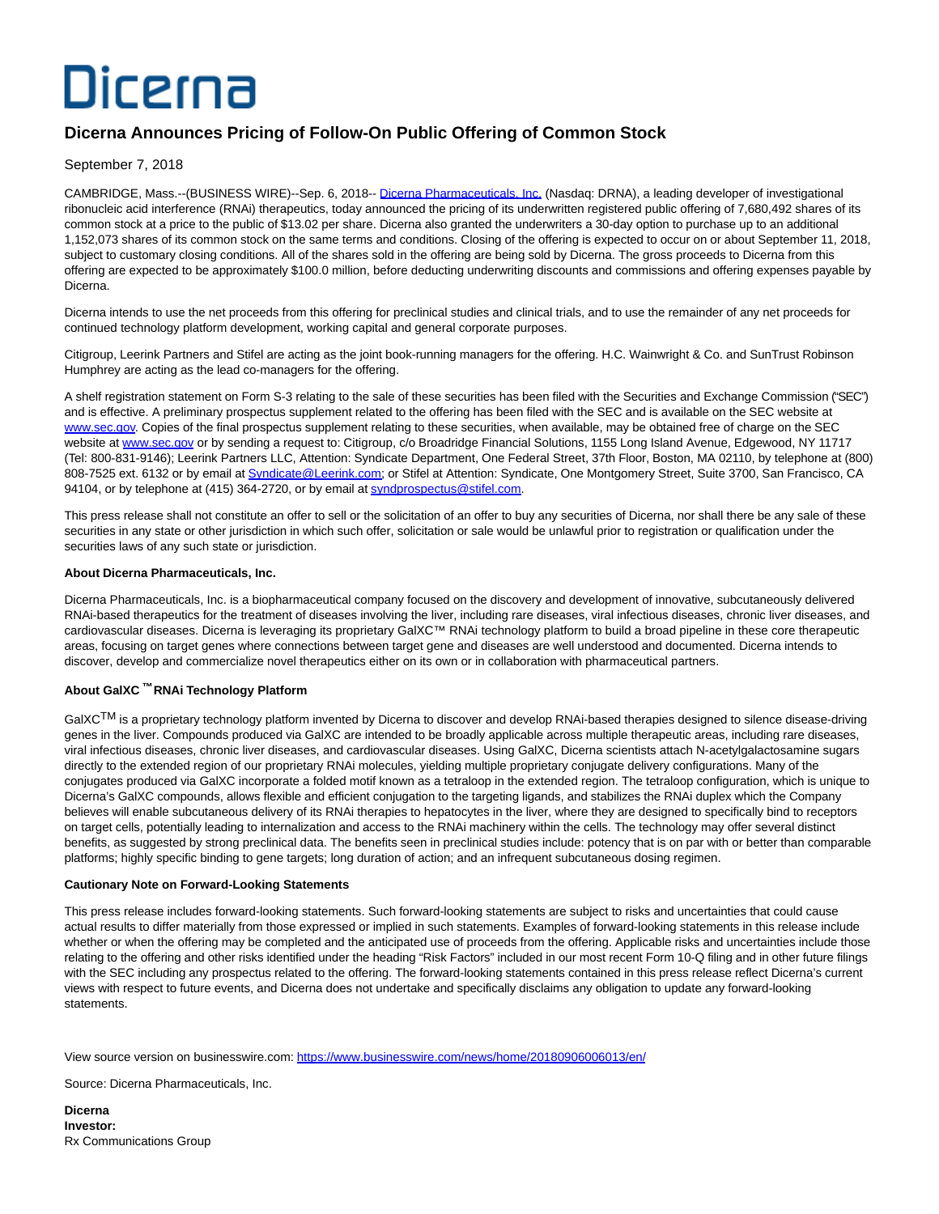Dicerna

# Dicerna Announces Pricing of Follow-On Public Offering of Common Stock

September 7, 2018

CAMBRIDGE, Mass.--(BUSINESS WIRE)--Sep. 6, 2018-- Dicerna Pharmaceuticals, Inc. (Nasdaq: DRNA), a leading developer of investigational ribonucleic acid interference (RNAi) therapeutics, today announced the pricing of its underwritten registered public offering of 7,680,492 shares of its common stock at a price to the public of $13.02 per share. Dicerna also granted the underwriters a 30-day option to purchase up to an additional 1,152,073 shares of its common stock on the same terms and conditions. Closing of the offering is expected to occur on or about September 11, 2018, subject to customary closing conditions. All of the shares sold in the offering are being sold by Dicerna. The gross proceeds to Dicerna from this offering are expected to be approximately $100.0 million, before deducting underwriting discounts and commissions and offering expenses payable by Dicerna.

Dicerna intends to use the net proceeds from this offering for preclinical studies and clinical trials, and to use the remainder of any net proceeds for continued technology platform development, working capital and general corporate purposes.

Citigroup, Leerink Partners and Stifel are acting as the joint book-running managers for the offering. H.C. Wainwright & Co. and SunTrust Robinson Humphrey are acting as the lead co-managers for the offering.

A shelf registration statement on Form S-3 relating to the sale of these securities has been filed with the Securities and Exchange Commission ("SEC") and is effective. A preliminary prospectus supplement related to the offering has been filed with the SEC and is available on the SEC website at www.sec.gov. Copies of the final prospectus supplement relating to these securities, when available, may be obtained free of charge on the SEC website at www.sec.gov or by sending a request to: Citigroup, c/o Broadridge Financial Solutions, 1155 Long Island Avenue, Edgewood, NY 11717 (Tel: 800-831-9146); Leerink Partners LLC, Attention: Syndicate Department, One Federal Street, 37th Floor, Boston, MA 02110, by telephone at (800) 808-7525 ext. 6132 or by email at Syndicate@Leerink.com; or Stifel at Attention: Syndicate, One Montgomery Street, Suite 3700, San Francisco, CA 94104, or by telephone at (415) 364-2720, or by email at syndprospectus@stifel.com.

This press release shall not constitute an offer to sell or the solicitation of an offer to buy any securities of Dicerna, nor shall there be any sale of these securities in any state or other jurisdiction in which such offer, solicitation or sale would be unlawful prior to registration or qualification under the securities laws of any such state or jurisdiction.

**About Dicerna Pharmaceuticals, Inc.**

Dicerna Pharmaceuticals, Inc. is a biopharmaceutical company focused on the discovery and development of innovative, subcutaneously delivered RNAi-based therapeutics for the treatment of diseases involving the liver, including rare diseases, viral infectious diseases, chronic liver diseases, and cardiovascular diseases. Dicerna is leveraging its proprietary GalXC™ RNAi technology platform to build a broad pipeline in these core therapeutic areas, focusing on target genes where connections between target gene and diseases are well understood and documented. Dicerna intends to discover, develop and commercialize novel therapeutics either on its own or in collaboration with pharmaceutical partners.

**About GalXC ™ RNAi Technology Platform**

GalXC™ is a proprietary technology platform invented by Dicerna to discover and develop RNAi-based therapies designed to silence disease-driving genes in the liver. Compounds produced via GalXC are intended to be broadly applicable across multiple therapeutic areas, including rare diseases, viral infectious diseases, chronic liver diseases, and cardiovascular diseases. Using GalXC, Dicerna scientists attach N-acetylgalactosamine sugars directly to the extended region of our proprietary RNAi molecules, yielding multiple proprietary conjugate delivery configurations. Many of the conjugates produced via GalXC incorporate a folded motif known as a tetraloop in the extended region. The tetraloop configuration, which is unique to Dicerna's GalXC compounds, allows flexible and efficient conjugation to the targeting ligands, and stabilizes the RNAi duplex which the Company believes will enable subcutaneous delivery of its RNAi therapies to hepatocytes in the liver, where they are designed to specifically bind to receptors on target cells, potentially leading to internalization and access to the RNAi machinery within the cells. The technology may offer several distinct benefits, as suggested by strong preclinical data. The benefits seen in preclinical studies include: potency that is on par with or better than comparable platforms; highly specific binding to gene targets; long duration of action; and an infrequent subcutaneous dosing regimen.

**Cautionary Note on Forward-Looking Statements**

This press release includes forward-looking statements. Such forward-looking statements are subject to risks and uncertainties that could cause actual results to differ materially from those expressed or implied in such statements. Examples of forward-looking statements in this release include whether or when the offering may be completed and the anticipated use of proceeds from the offering. Applicable risks and uncertainties include those relating to the offering and other risks identified under the heading "Risk Factors" included in our most recent Form 10-Q filing and in other future filings with the SEC including any prospectus related to the offering. The forward-looking statements contained in this press release reflect Dicerna's current views with respect to future events, and Dicerna does not undertake and specifically disclaims any obligation to update any forward-looking statements.

View source version on businesswire.com: https://www.businesswire.com/news/home/20180906006013/en/

Source: Dicerna Pharmaceuticals, Inc.

**Dicerna**
**Investor:**
Rx Communications Group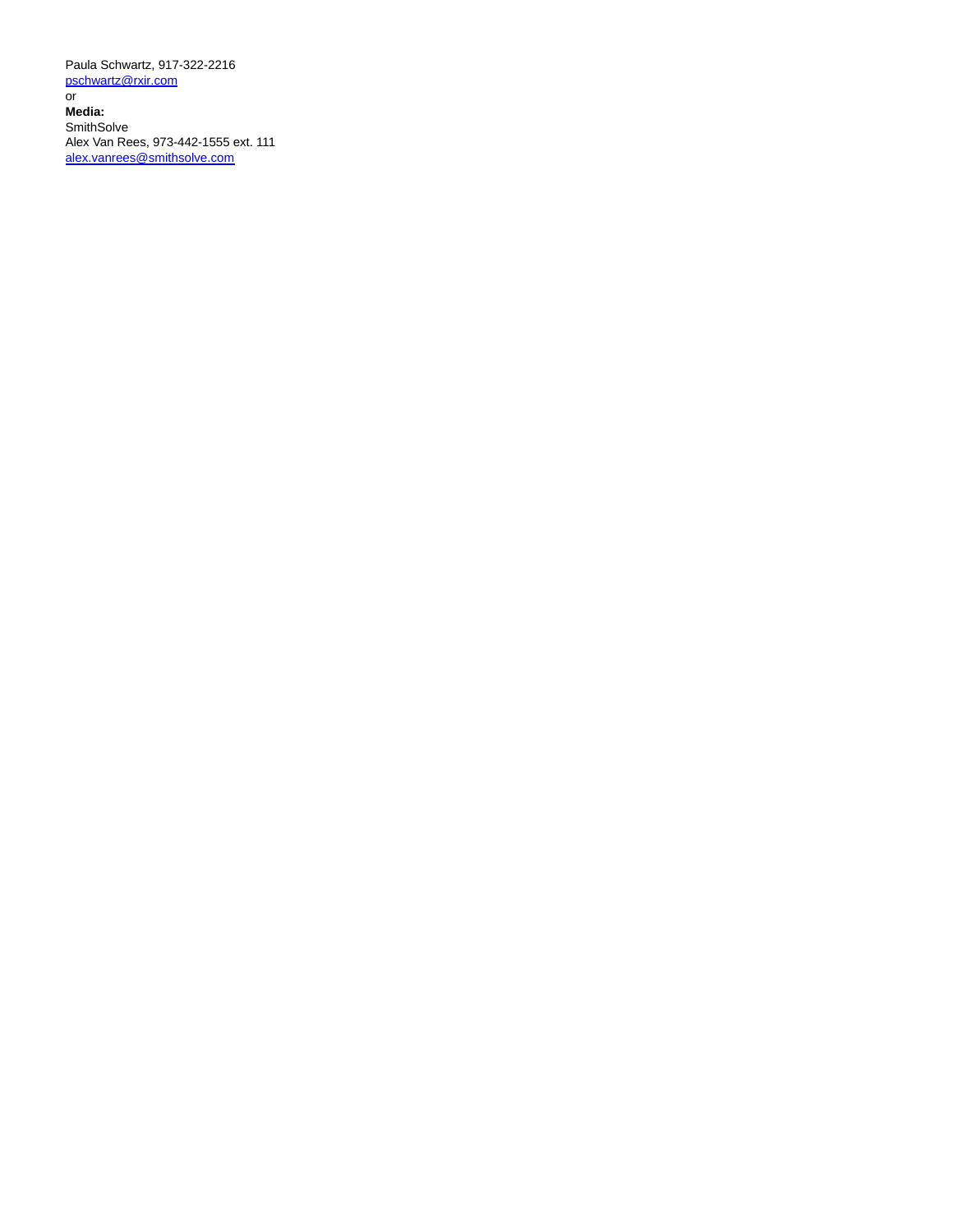Paula Schwartz, 917-322-2216
pschwartz@rxir.com
or
**Media:**
SmithSolve
Alex Van Rees, 973-442-1555 ext. 111
alex.vanrees@smithsolve.com